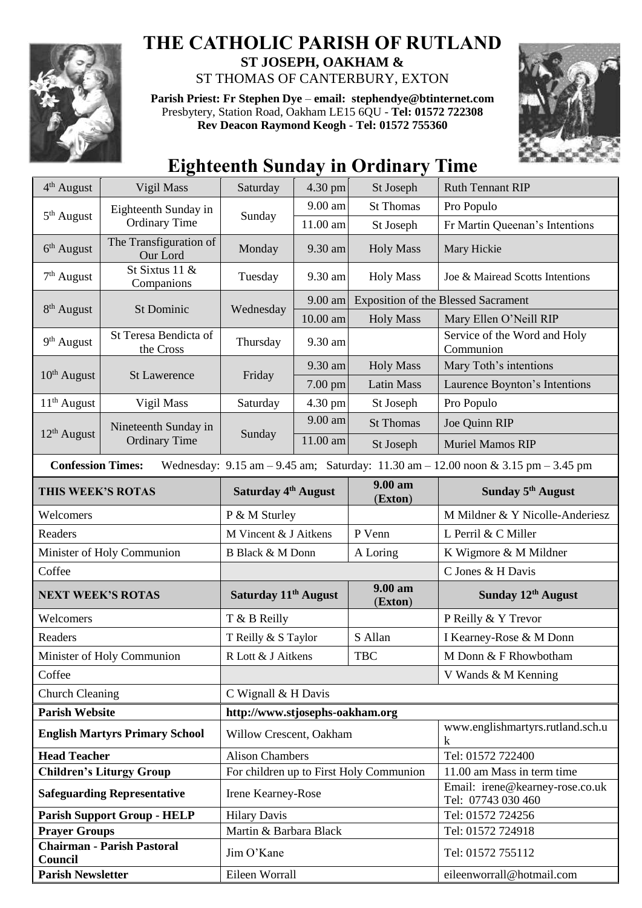# THE CATHOLIC PARISH OF RUTLAND

**ST JOSEPH, OAKHAM &**

ST THOMAS OF CANTERBURY, EXTON

**Parish Priest: Fr Stephen Dye** – **email: stephendye@btinternet.com**
Presbytery, Station Road, Oakham LE15 6QU - **Tel: 01572 722308**
**Rev Deacon Raymond Keogh - Tel: 01572 755360**

## Eighteenth Sunday in Ordinary Time

| | | | | | |
|---|---|---|---|---|---|
| 4th August | Vigil Mass | Saturday | 4.30 pm | St Joseph | Ruth Tennant RIP |
| 5th August | Eighteenth Sunday in Ordinary Time | Sunday | 9.00 am | St Thomas | Pro Populo |
| | | | 11.00 am | St Joseph | Fr Martin Queenan's Intentions |
| 6th August | The Transfiguration of Our Lord | Monday | 9.30 am | Holy Mass | Mary Hickie |
| 7th August | St Sixtus 11 & Companions | Tuesday | 9.30 am | Holy Mass | Joe & Mairead Scotts Intentions |
| 8th August | St Dominic | Wednesday | 9.00 am | Exposition of the Blessed Sacrament | |
| | | | 10.00 am | Holy Mass | Mary Ellen O'Neill RIP |
| 9th August | St Teresa Bendicta of the Cross | Thursday | 9.30 am | | Service of the Word and Holy Communion |
| 10th August | St Lawerence | Friday | 9.30 am | Holy Mass | Mary Toth's intentions |
| | | | 7.00 pm | Latin Mass | Laurence Boynton's Intentions |
| 11th August | Vigil Mass | Saturday | 4.30 pm | St Joseph | Pro Populo |
| 12th August | Nineteenth Sunday in Ordinary Time | Sunday | 9.00 am | St Thomas | Joe Quinn RIP |
| | | | 11.00 am | St Joseph | Muriel Mamos RIP |

**Confession Times:** Wednesday: 9.15 am – 9.45 am; Saturday: 11.30 am – 12.00 noon & 3.15 pm – 3.45 pm

| **THIS WEEK'S ROTAS** | **Saturday 4th August** | **9.00 am (Exton)** | **Sunday 5th August** |
|---|---|---|---|
| Welcomers | P & M Sturley | | M Mildner & Y Nicolle-Anderiesz |
| Readers | M Vincent & J Aitkens | P Venn | L Perril & C Miller |
| Minister of Holy Communion | B Black & M Donn | A Loring | K Wigmore & M Mildner |
| Coffee | | | C Jones & H Davis |
| **NEXT WEEK'S ROTAS** | **Saturday 11th August** | **9.00 am (Exton)** | **Sunday 12th August** |
| Welcomers | T & B Reilly | | P Reilly & Y Trevor |
| Readers | T Reilly & S Taylor | S Allan | I Kearney-Rose & M Donn |
| Minister of Holy Communion | R Lott & J Aitkens | TBC | M Donn & F Rhowbotham |
| Coffee | | | V Wands & M Kenning |
| Church Cleaning | C Wignall & H Davis | | |

| | | |
|---|---|---|
| **Parish Website** | **http://www.stjosephs-oakham.org** | |
| **English Martyrs Primary School** | Willow Crescent, Oakham | www.englishmartyrs.rutland.sch.uk |
| **Head Teacher** | Alison Chambers | Tel: 01572 722400 |
| **Children's Liturgy Group** | For children up to First Holy Communion | 11.00 am Mass in term time |
| **Safeguarding Representative** | Irene Kearney-Rose | Email: irene@kearney-rose.co.uk Tel: 07743 030 460 |
| **Parish Support Group - HELP** | Hilary Davis | Tel: 01572 724256 |
| **Prayer Groups** | Martin & Barbara Black | Tel: 01572 724918 |
| **Chairman - Parish Pastoral Council** | Jim O'Kane | Tel: 01572 755112 |
| **Parish Newsletter** | Eileen Worrall | eileenworrall@hotmail.com |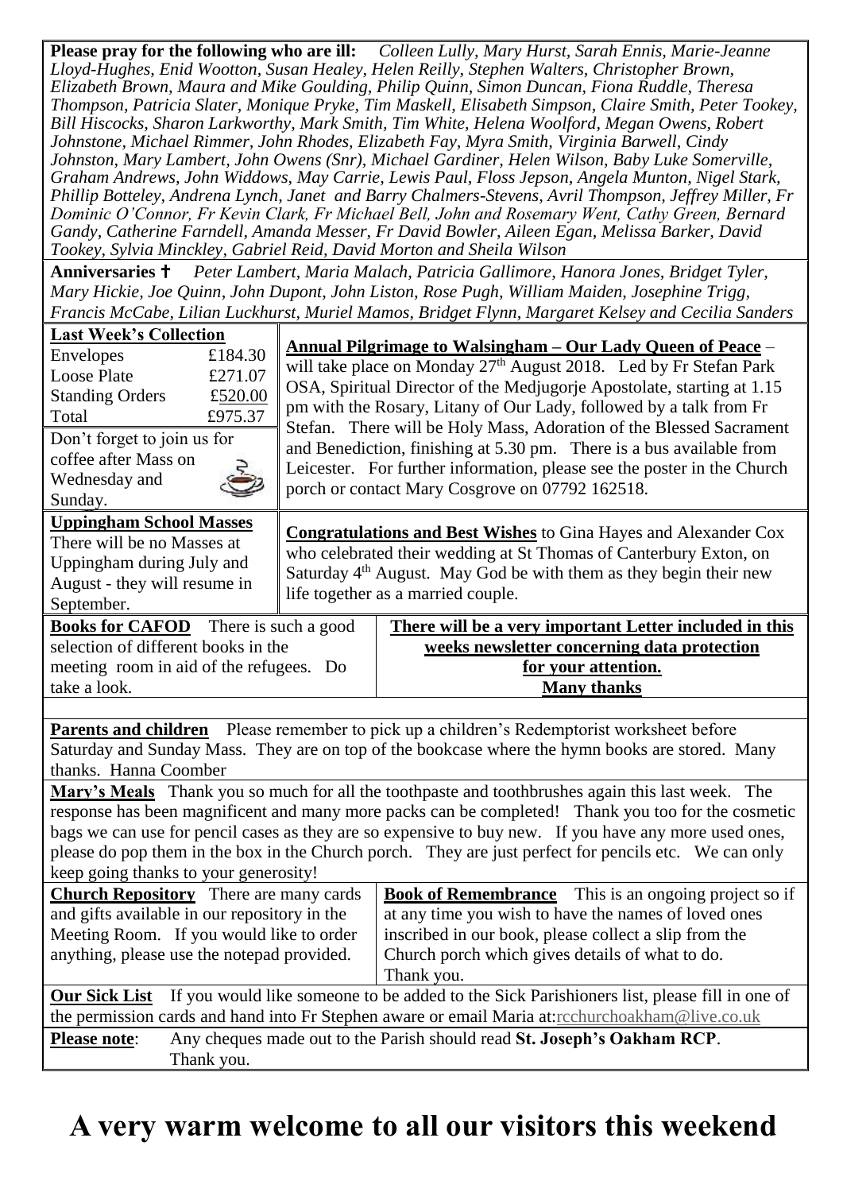**Please pray for the following who are ill:** *Colleen Lully, Mary Hurst, Sarah Ennis, Marie-Jeanne Lloyd-Hughes, Enid Wootton, Susan Healey, Helen Reilly, Stephen Walters, Christopher Brown, Elizabeth Brown, Maura and Mike Goulding, Philip Quinn, Simon Duncan, Fiona Ruddle, Theresa Thompson, Patricia Slater, Monique Pryke, Tim Maskell, Elisabeth Simpson, Claire Smith, Peter Tookey, Bill Hiscocks, Sharon Larkworthy, Mark Smith, Tim White, Helena Woolford, Megan Owens, Robert Johnstone, Michael Rimmer, John Rhodes, Elizabeth Fay, Myra Smith, Virginia Barwell, Cindy Johnston, Mary Lambert, John Owens (Snr), Michael Gardiner, Helen Wilson, Baby Luke Somerville, Graham Andrews, John Widdows, May Carrie, Lewis Paul, Floss Jepson, Angela Munton, Nigel Stark, Phillip Botteley, Andrena Lynch, Janet and Barry Chalmers-Stevens, Avril Thompson, Jeffrey Miller, Fr Dominic O'Connor, Fr Kevin Clark, Fr Michael Bell, John and Rosemary Went, Cathy Green, Bernard Gandy, Catherine Farndell, Amanda Messer, Fr David Bowler, Aileen Egan, Melissa Barker, David Tookey, Sylvia Minckley, Gabriel Reid, David Morton and Sheila Wilson*

**Anniversaries ✝** *Peter Lambert, Maria Malach, Patricia Gallimore, Hanora Jones, Bridget Tyler, Mary Hickie, Joe Quinn, John Dupont, John Liston, Rose Pugh, William Maiden, Josephine Trigg, Francis McCabe, Lilian Luckhurst, Muriel Mamos, Bridget Flynn, Margaret Kelsey and Cecilia Sanders*

**Last Week's Collection**

| | |
|---|---|
| Envelopes | £184.30 |
| Loose Plate | £271.07 |
| Standing Orders | £520.00 |
| Total | £975.37 |

Don't forget to join us for coffee after Mass on Wednesday and Sunday.

**Annual Pilgrimage to Walsingham – Our Lady Queen of Peace** – will take place on Monday 27th August 2018. Led by Fr Stefan Park OSA, Spiritual Director of the Medjugorje Apostolate, starting at 1.15 pm with the Rosary, Litany of Our Lady, followed by a talk from Fr Stefan. There will be Holy Mass, Adoration of the Blessed Sacrament and Benediction, finishing at 5.30 pm. There is a bus available from Leicester. For further information, please see the poster in the Church porch or contact Mary Cosgrove on 07792 162518.

**Uppingham School Masses** There will be no Masses at Uppingham during July and August - they will resume in September.

**Congratulations and Best Wishes** to Gina Hayes and Alexander Cox who celebrated their wedding at St Thomas of Canterbury Exton, on Saturday 4th August. May God be with them as they begin their new life together as a married couple.

**Books for CAFOD** There is such a good selection of different books in the meeting room in aid of the refugees. Do take a look.

**There will be a very important Letter included in this weeks newsletter concerning data protection for your attention. Many thanks**

**Parents and children** Please remember to pick up a children's Redemptorist worksheet before Saturday and Sunday Mass. They are on top of the bookcase where the hymn books are stored. Many thanks. Hanna Coomber

**Mary's Meals** Thank you so much for all the toothpaste and toothbrushes again this last week. The response has been magnificent and many more packs can be completed! Thank you too for the cosmetic bags we can use for pencil cases as they are so expensive to buy new. If you have any more used ones, please do pop them in the box in the Church porch. They are just perfect for pencils etc. We can only keep going thanks to your generosity!

**Church Repository** There are many cards and gifts available in our repository in the Meeting Room. If you would like to order anything, please use the notepad provided.

**Book of Remembrance** This is an ongoing project so if at any time you wish to have the names of loved ones inscribed in our book, please collect a slip from the Church porch which gives details of what to do. Thank you.

**Our Sick List** If you would like someone to be added to the Sick Parishioners list, please fill in one of the permission cards and hand into Fr Stephen aware or email Maria at:rcchurchoakham@live.co.uk

**Please note**: Any cheques made out to the Parish should read **St. Joseph's Oakham RCP**. Thank you.

# A very warm welcome to all our visitors this weekend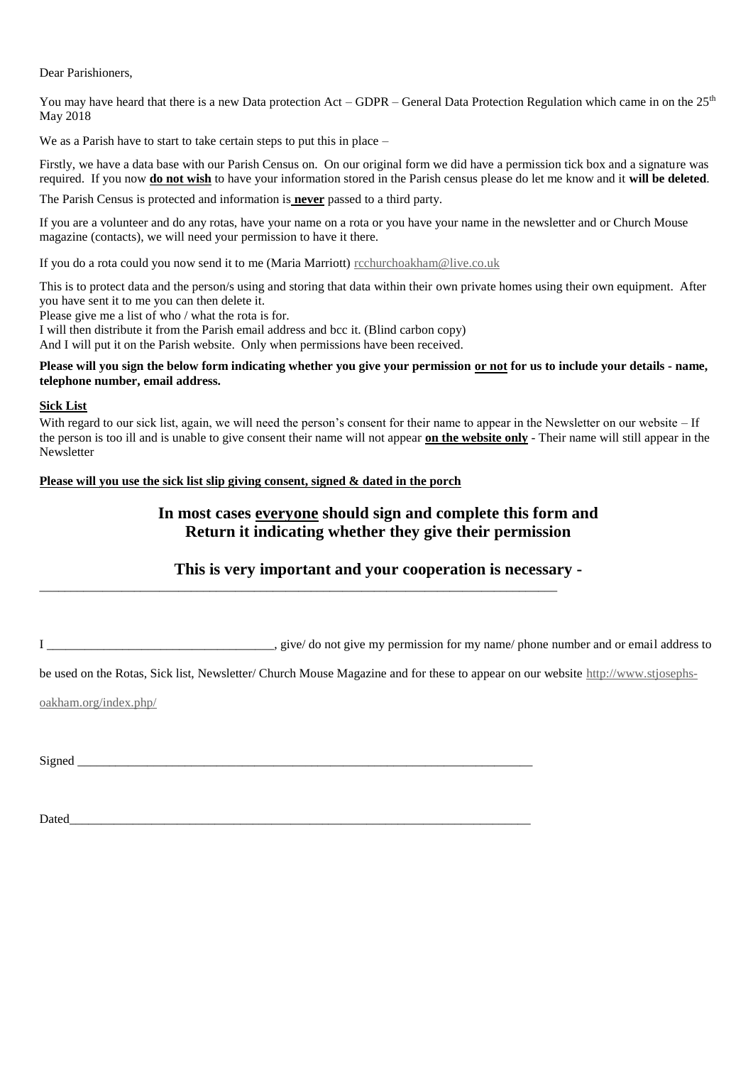Dear Parishioners,

You may have heard that there is a new Data protection Act – GDPR – General Data Protection Regulation which came in on the 25th May 2018

We as a Parish have to start to take certain steps to put this in place –

Firstly, we have a data base with our Parish Census on. On our original form we did have a permission tick box and a signature was required. If you now **do not wish** to have your information stored in the Parish census please do let me know and it **will be deleted**.

The Parish Census is protected and information is **never** passed to a third party.

If you are a volunteer and do any rotas, have your name on a rota or you have your name in the newsletter and or Church Mouse magazine (contacts), we will need your permission to have it there.

If you do a rota could you now send it to me (Maria Marriott) rcchurchoakham@live.co.uk

This is to protect data and the person/s using and storing that data within their own private homes using their own equipment. After you have sent it to me you can then delete it.
Please give me a list of who / what the rota is for.
I will then distribute it from the Parish email address and bcc it. (Blind carbon copy)
And I will put it on the Parish website. Only when permissions have been received.

**Please will you sign the below form indicating whether you give your permission or not for us to include your details - name, telephone number, email address.**

**Sick List**

With regard to our sick list, again, we will need the person's consent for their name to appear in the Newsletter on our website – If the person is too ill and is unable to give consent their name will not appear **on the website only** - Their name will still appear in the Newsletter

**Please will you use the sick list slip giving consent, signed & dated in the porch**

## In most cases everyone should sign and complete this form and Return it indicating whether they give their permission

## This is very important and your cooperation is necessary -

---

I ___________________________________, give/ do not give my permission for my name/ phone number and or email address to be used on the Rotas, Sick list, Newsletter/ Church Mouse Magazine and for these to appear on our website http://www.stjosephs-oakham.org/index.php/

Signed ___________________________________________________________________________

Dated___________________________________________________________________________